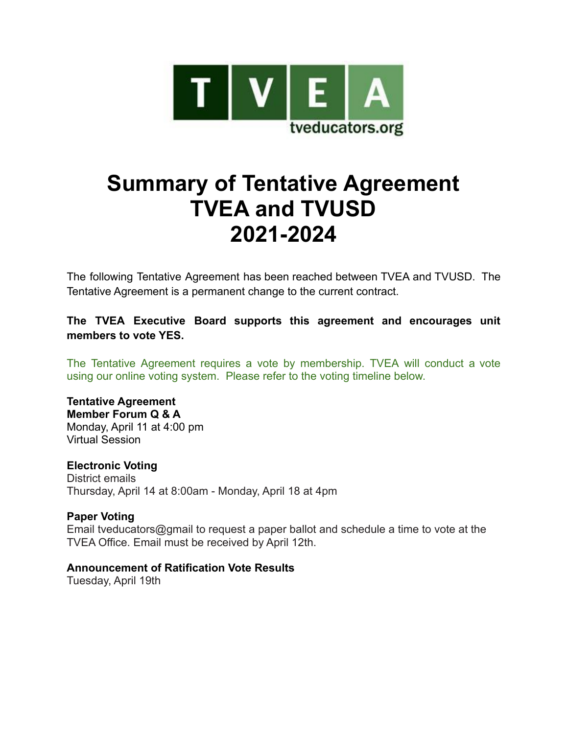TVEA
tveducators.org

# Summary of Tentative Agreement TVEA and TVUSD 2021-2024

The following Tentative Agreement has been reached between TVEA and TVUSD. The Tentative Agreement is a permanent change to the current contract.

**The TVEA Executive Board supports this agreement and encourages unit members to vote YES.**

The Tentative Agreement requires a vote by membership. TVEA will conduct a vote using our online voting system. Please refer to the voting timeline below.

**Tentative Agreement**
**Member Forum Q & A**
Monday, April 11 at 4:00 pm
Virtual Session

**Electronic Voting**
District emails
Thursday, April 14 at 8:00am - Monday, April 18 at 4pm

**Paper Voting**
Email tveducators@gmail to request a paper ballot and schedule a time to vote at the TVEA Office. Email must be received by April 12th.

**Announcement of Ratification Vote Results**
Tuesday, April 19th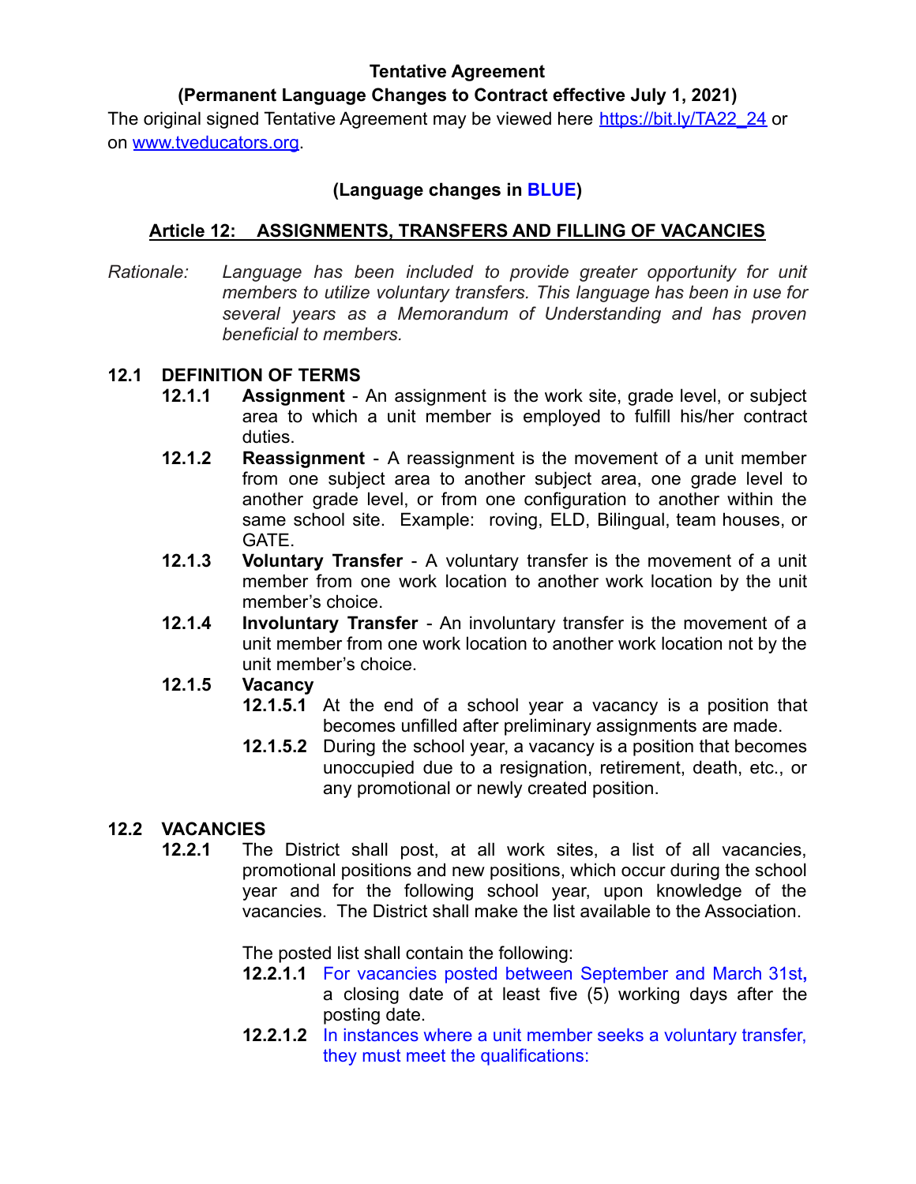**Tentative Agreement**

**(Permanent Language Changes to Contract effective July 1, 2021)**

The original signed Tentative Agreement may be viewed here https://bit.ly/TA22_24 or on www.tveducators.org.

**(Language changes in BLUE)**

## Article 12: ASSIGNMENTS, TRANSFERS AND FILLING OF VACANCIES

*Rationale: Language has been included to provide greater opportunity for unit members to utilize voluntary transfers. This language has been in use for several years as a Memorandum of Understanding and has proven beneficial to members.*

### 12.1 DEFINITION OF TERMS

**12.1.1** **Assignment** - An assignment is the work site, grade level, or subject area to which a unit member is employed to fulfill his/her contract duties.

**12.1.2** **Reassignment** - A reassignment is the movement of a unit member from one subject area to another subject area, one grade level to another grade level, or from one configuration to another within the same school site. Example: roving, ELD, Bilingual, team houses, or GATE.

**12.1.3** **Voluntary Transfer** - A voluntary transfer is the movement of a unit member from one work location to another work location by the unit member's choice.

**12.1.4** **Involuntary Transfer** - An involuntary transfer is the movement of a unit member from one work location to another work location not by the unit member's choice.

**12.1.5** **Vacancy**

**12.1.5.1** At the end of a school year a vacancy is a position that becomes unfilled after preliminary assignments are made.

**12.1.5.2** During the school year, a vacancy is a position that becomes unoccupied due to a resignation, retirement, death, etc., or any promotional or newly created position.

### 12.2 VACANCIES

**12.2.1** The District shall post, at all work sites, a list of all vacancies, promotional positions and new positions, which occur during the school year and for the following school year, upon knowledge of the vacancies. The District shall make the list available to the Association.

The posted list shall contain the following:

**12.2.1.1** For vacancies posted between September and March 31st**,** a closing date of at least five (5) working days after the posting date.

**12.2.1.2** In instances where a unit member seeks a voluntary transfer, they must meet the qualifications: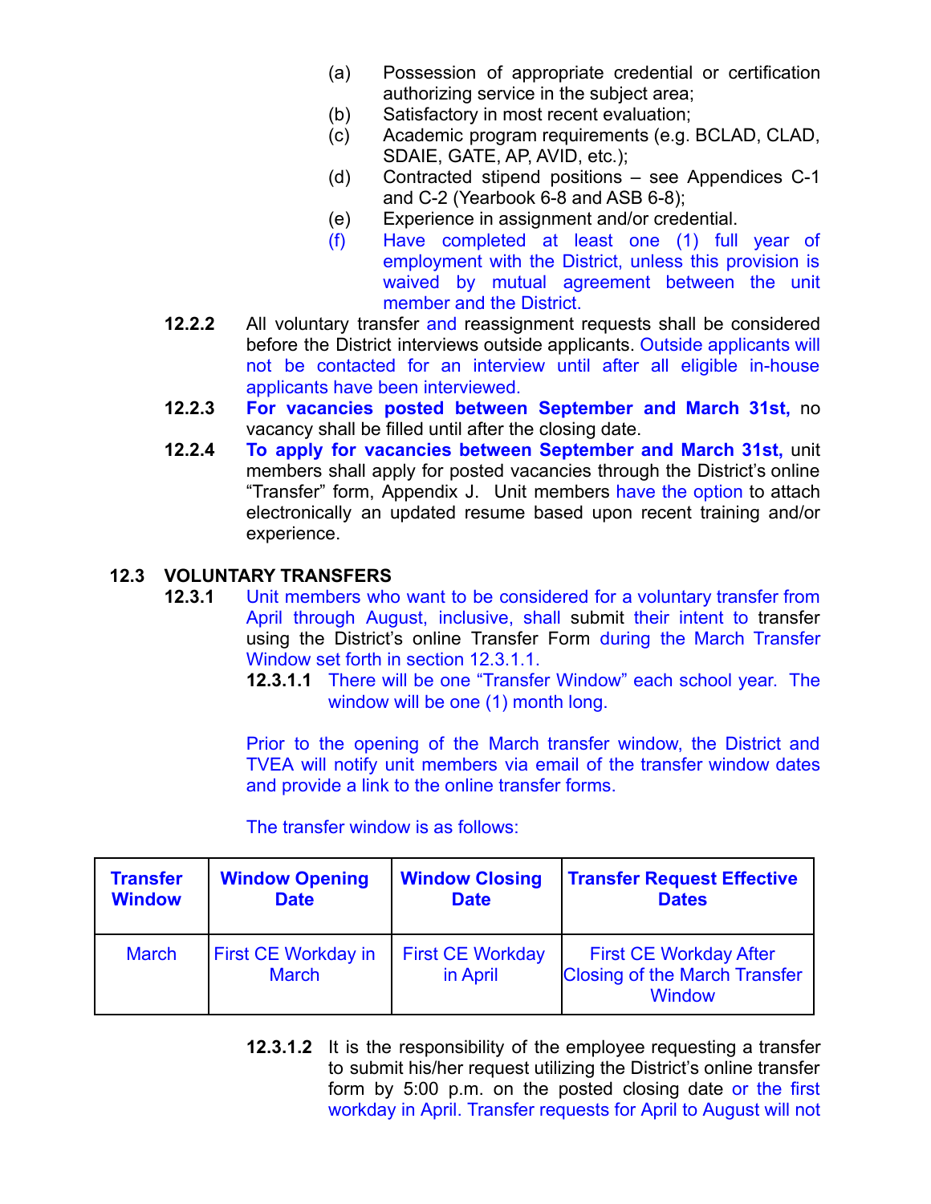(a) Possession of appropriate credential or certification authorizing service in the subject area;
(b) Satisfactory in most recent evaluation;
(c) Academic program requirements (e.g. BCLAD, CLAD, SDAIE, GATE, AP, AVID, etc.);
(d) Contracted stipend positions – see Appendices C-1 and C-2 (Yearbook 6-8 and ASB 6-8);
(e) Experience in assignment and/or credential.
(f) Have completed at least one (1) full year of employment with the District, unless this provision is waived by mutual agreement between the unit member and the District.

**12.2.2** All voluntary transfer and reassignment requests shall be considered before the District interviews outside applicants. Outside applicants will not be contacted for an interview until after all eligible in-house applicants have been interviewed.

**12.2.3** **For vacancies posted between September and March 31st,** no vacancy shall be filled until after the closing date.

**12.2.4** **To apply for vacancies between September and March 31st,** unit members shall apply for posted vacancies through the District's online "Transfer" form, Appendix J. Unit members have the option to attach electronically an updated resume based upon recent training and/or experience.

## 12.3 VOLUNTARY TRANSFERS

**12.3.1** Unit members who want to be considered for a voluntary transfer from April through August, inclusive, shall submit their intent to transfer using the District's online Transfer Form during the March Transfer Window set forth in section 12.3.1.1.

**12.3.1.1** There will be one "Transfer Window" each school year. The window will be one (1) month long.

Prior to the opening of the March transfer window, the District and TVEA will notify unit members via email of the transfer window dates and provide a link to the online transfer forms.

The transfer window is as follows:

| Transfer Window | Window Opening Date | Window Closing Date | Transfer Request Effective Dates |
|---|---|---|---|
| March | First CE Workday in March | First CE Workday in April | First CE Workday After Closing of the March Transfer Window |

**12.3.1.2** It is the responsibility of the employee requesting a transfer to submit his/her request utilizing the District's online transfer form by 5:00 p.m. on the posted closing date or the first workday in April. Transfer requests for April to August will not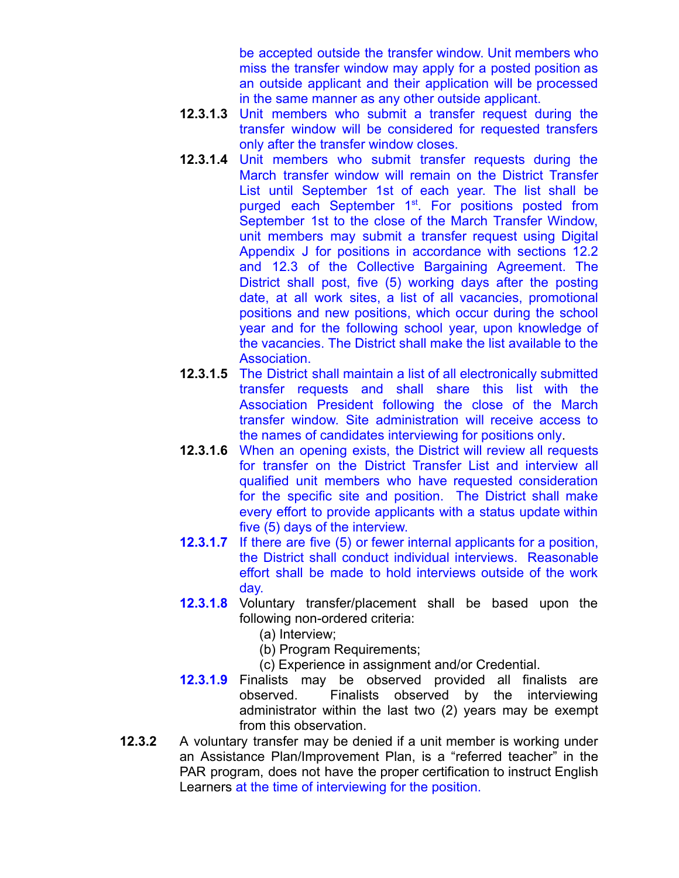be accepted outside the transfer window. Unit members who miss the transfer window may apply for a posted position as an outside applicant and their application will be processed in the same manner as any other outside applicant.

**12.3.1.3** Unit members who submit a transfer request during the transfer window will be considered for requested transfers only after the transfer window closes.

**12.3.1.4** Unit members who submit transfer requests during the March transfer window will remain on the District Transfer List until September 1st of each year. The list shall be purged each September 1st. For positions posted from September 1st to the close of the March Transfer Window, unit members may submit a transfer request using Digital Appendix J for positions in accordance with sections 12.2 and 12.3 of the Collective Bargaining Agreement. The District shall post, five (5) working days after the posting date, at all work sites, a list of all vacancies, promotional positions and new positions, which occur during the school year and for the following school year, upon knowledge of the vacancies. The District shall make the list available to the Association.

**12.3.1.5** The District shall maintain a list of all electronically submitted transfer requests and shall share this list with the Association President following the close of the March transfer window. Site administration will receive access to the names of candidates interviewing for positions only.

**12.3.1.6** When an opening exists, the District will review all requests for transfer on the District Transfer List and interview all qualified unit members who have requested consideration for the specific site and position. The District shall make every effort to provide applicants with a status update within five (5) days of the interview.

**12.3.1.7** If there are five (5) or fewer internal applicants for a position, the District shall conduct individual interviews. Reasonable effort shall be made to hold interviews outside of the work day.

**12.3.1.8** Voluntary transfer/placement shall be based upon the following non-ordered criteria:

(a) Interview;
(b) Program Requirements;
(c) Experience in assignment and/or Credential.

**12.3.1.9** Finalists may be observed provided all finalists are observed. Finalists observed by the interviewing administrator within the last two (2) years may be exempt from this observation.

**12.3.2** A voluntary transfer may be denied if a unit member is working under an Assistance Plan/Improvement Plan, is a "referred teacher" in the PAR program, does not have the proper certification to instruct English Learners at the time of interviewing for the position.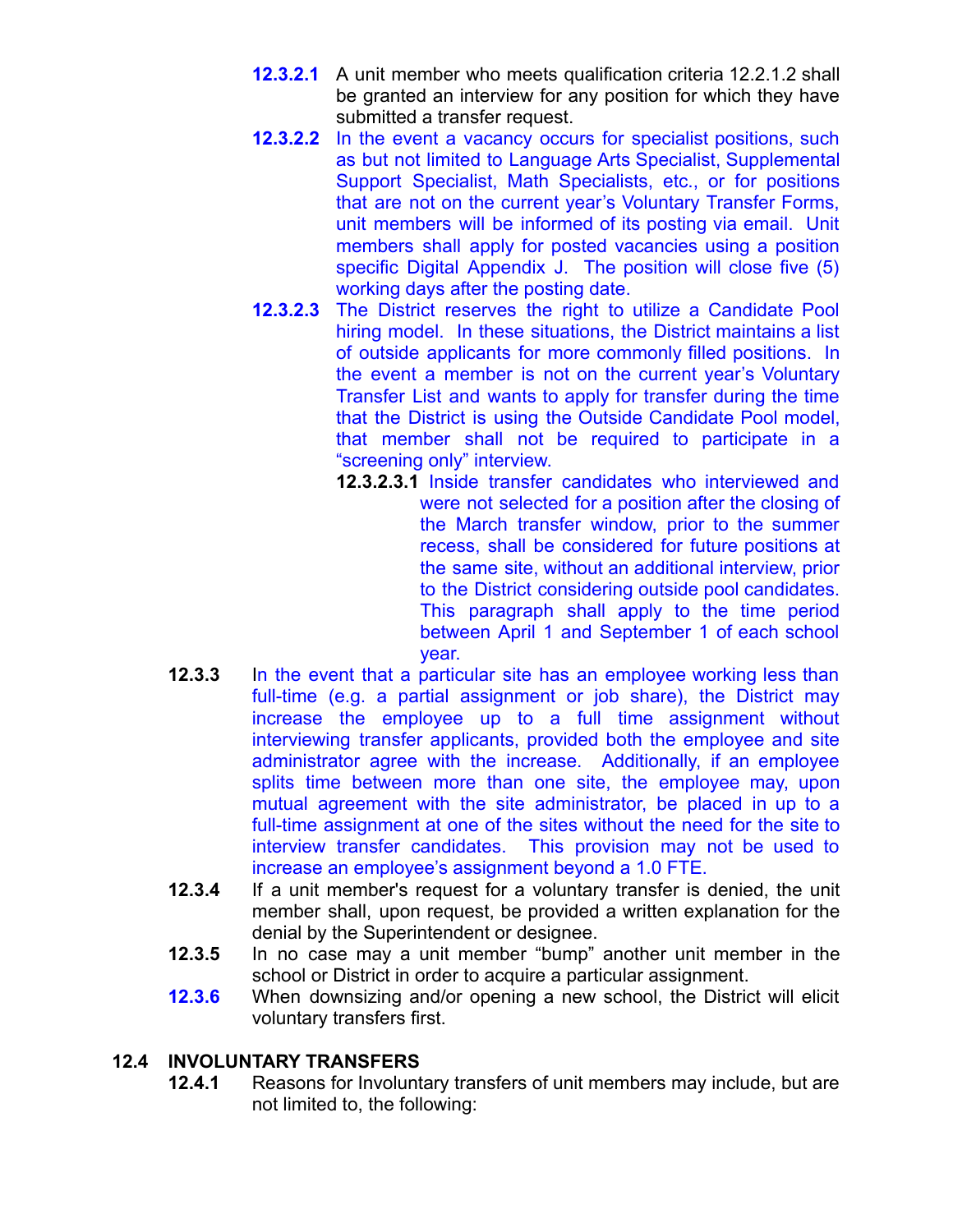**12.3.2.1** A unit member who meets qualification criteria 12.2.1.2 shall be granted an interview for any position for which they have submitted a transfer request.

**12.3.2.2** In the event a vacancy occurs for specialist positions, such as but not limited to Language Arts Specialist, Supplemental Support Specialist, Math Specialists, etc., or for positions that are not on the current year's Voluntary Transfer Forms, unit members will be informed of its posting via email. Unit members shall apply for posted vacancies using a position specific Digital Appendix J. The position will close five (5) working days after the posting date.

**12.3.2.3** The District reserves the right to utilize a Candidate Pool hiring model. In these situations, the District maintains a list of outside applicants for more commonly filled positions. In the event a member is not on the current year's Voluntary Transfer List and wants to apply for transfer during the time that the District is using the Outside Candidate Pool model, that member shall not be required to participate in a "screening only" interview.

**12.3.2.3.1** Inside transfer candidates who interviewed and were not selected for a position after the closing of the March transfer window, prior to the summer recess, shall be considered for future positions at the same site, without an additional interview, prior to the District considering outside pool candidates. This paragraph shall apply to the time period between April 1 and September 1 of each school year.

**12.3.3** In the event that a particular site has an employee working less than full-time (e.g. a partial assignment or job share), the District may increase the employee up to a full time assignment without interviewing transfer applicants, provided both the employee and site administrator agree with the increase. Additionally, if an employee splits time between more than one site, the employee may, upon mutual agreement with the site administrator, be placed in up to a full-time assignment at one of the sites without the need for the site to interview transfer candidates. This provision may not be used to increase an employee's assignment beyond a 1.0 FTE.

**12.3.4** If a unit member's request for a voluntary transfer is denied, the unit member shall, upon request, be provided a written explanation for the denial by the Superintendent or designee.

**12.3.5** In no case may a unit member "bump" another unit member in the school or District in order to acquire a particular assignment.

**12.3.6** When downsizing and/or opening a new school, the District will elicit voluntary transfers first.

## 12.4 INVOLUNTARY TRANSFERS

**12.4.1** Reasons for Involuntary transfers of unit members may include, but are not limited to, the following: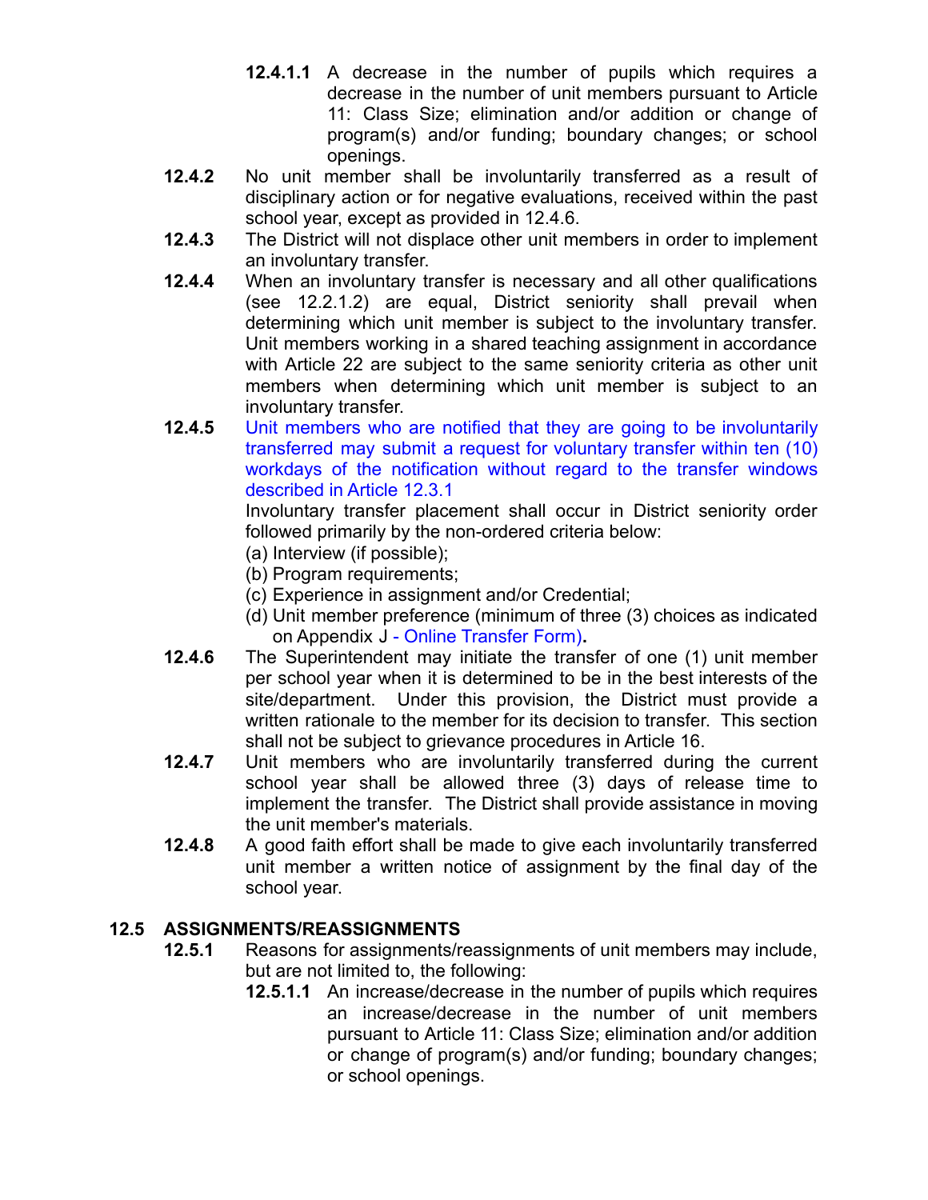**12.4.1.1** A decrease in the number of pupils which requires a decrease in the number of unit members pursuant to Article 11: Class Size; elimination and/or addition or change of program(s) and/or funding; boundary changes; or school openings.

**12.4.2** No unit member shall be involuntarily transferred as a result of disciplinary action or for negative evaluations, received within the past school year, except as provided in 12.4.6.

**12.4.3** The District will not displace other unit members in order to implement an involuntary transfer.

**12.4.4** When an involuntary transfer is necessary and all other qualifications (see 12.2.1.2) are equal, District seniority shall prevail when determining which unit member is subject to the involuntary transfer. Unit members working in a shared teaching assignment in accordance with Article 22 are subject to the same seniority criteria as other unit members when determining which unit member is subject to an involuntary transfer.

**12.4.5** Unit members who are notified that they are going to be involuntarily transferred may submit a request for voluntary transfer within ten (10) workdays of the notification without regard to the transfer windows described in Article 12.3.1

Involuntary transfer placement shall occur in District seniority order followed primarily by the non-ordered criteria below:

(a) Interview (if possible);
(b) Program requirements;
(c) Experience in assignment and/or Credential;
(d) Unit member preference (minimum of three (3) choices as indicated on Appendix J - Online Transfer Form)**.**

**12.4.6** The Superintendent may initiate the transfer of one (1) unit member per school year when it is determined to be in the best interests of the site/department. Under this provision, the District must provide a written rationale to the member for its decision to transfer. This section shall not be subject to grievance procedures in Article 16.

**12.4.7** Unit members who are involuntarily transferred during the current school year shall be allowed three (3) days of release time to implement the transfer. The District shall provide assistance in moving the unit member's materials.

**12.4.8** A good faith effort shall be made to give each involuntarily transferred unit member a written notice of assignment by the final day of the school year.

## 12.5 ASSIGNMENTS/REASSIGNMENTS

**12.5.1** Reasons for assignments/reassignments of unit members may include, but are not limited to, the following:

**12.5.1.1** An increase/decrease in the number of pupils which requires an increase/decrease in the number of unit members pursuant to Article 11: Class Size; elimination and/or addition or change of program(s) and/or funding; boundary changes; or school openings.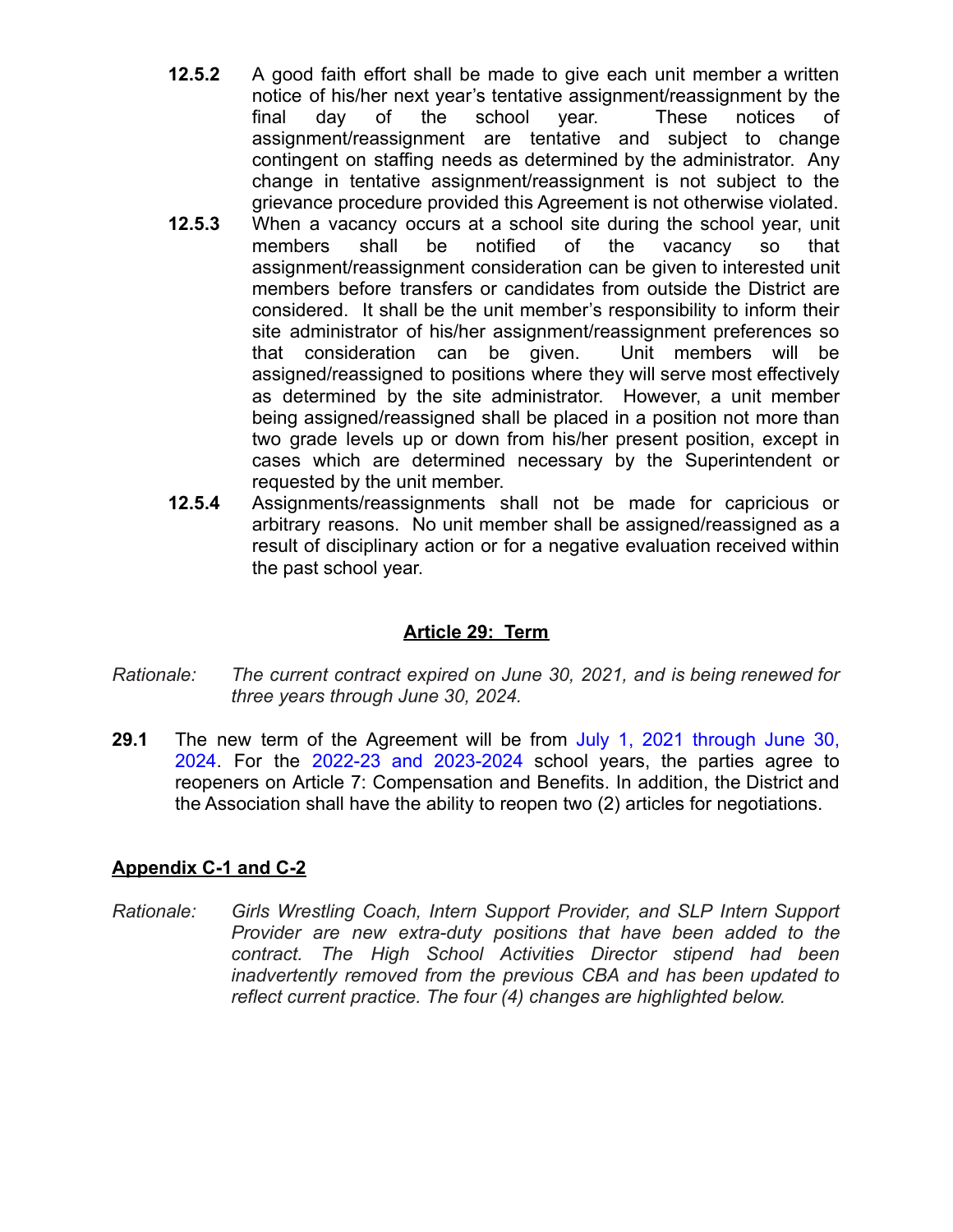**12.5.2** A good faith effort shall be made to give each unit member a written notice of his/her next year's tentative assignment/reassignment by the final day of the school year. These notices of assignment/reassignment are tentative and subject to change contingent on staffing needs as determined by the administrator. Any change in tentative assignment/reassignment is not subject to the grievance procedure provided this Agreement is not otherwise violated.

**12.5.3** When a vacancy occurs at a school site during the school year, unit members shall be notified of the vacancy so that assignment/reassignment consideration can be given to interested unit members before transfers or candidates from outside the District are considered. It shall be the unit member's responsibility to inform their site administrator of his/her assignment/reassignment preferences so that consideration can be given. Unit members will be assigned/reassigned to positions where they will serve most effectively as determined by the site administrator. However, a unit member being assigned/reassigned shall be placed in a position not more than two grade levels up or down from his/her present position, except in cases which are determined necessary by the Superintendent or requested by the unit member.

**12.5.4** Assignments/reassignments shall not be made for capricious or arbitrary reasons. No unit member shall be assigned/reassigned as a result of disciplinary action or for a negative evaluation received within the past school year.

## Article 29: Term

*Rationale: The current contract expired on June 30, 2021, and is being renewed for three years through June 30, 2024.*

**29.1** The new term of the Agreement will be from July 1, 2021 through June 30, 2024. For the 2022-23 and 2023-2024 school years, the parties agree to reopeners on Article 7: Compensation and Benefits. In addition, the District and the Association shall have the ability to reopen two (2) articles for negotiations.

## Appendix C-1 and C-2

*Rationale: Girls Wrestling Coach, Intern Support Provider, and SLP Intern Support Provider are new extra-duty positions that have been added to the contract. The High School Activities Director stipend had been inadvertently removed from the previous CBA and has been updated to reflect current practice. The four (4) changes are highlighted below.*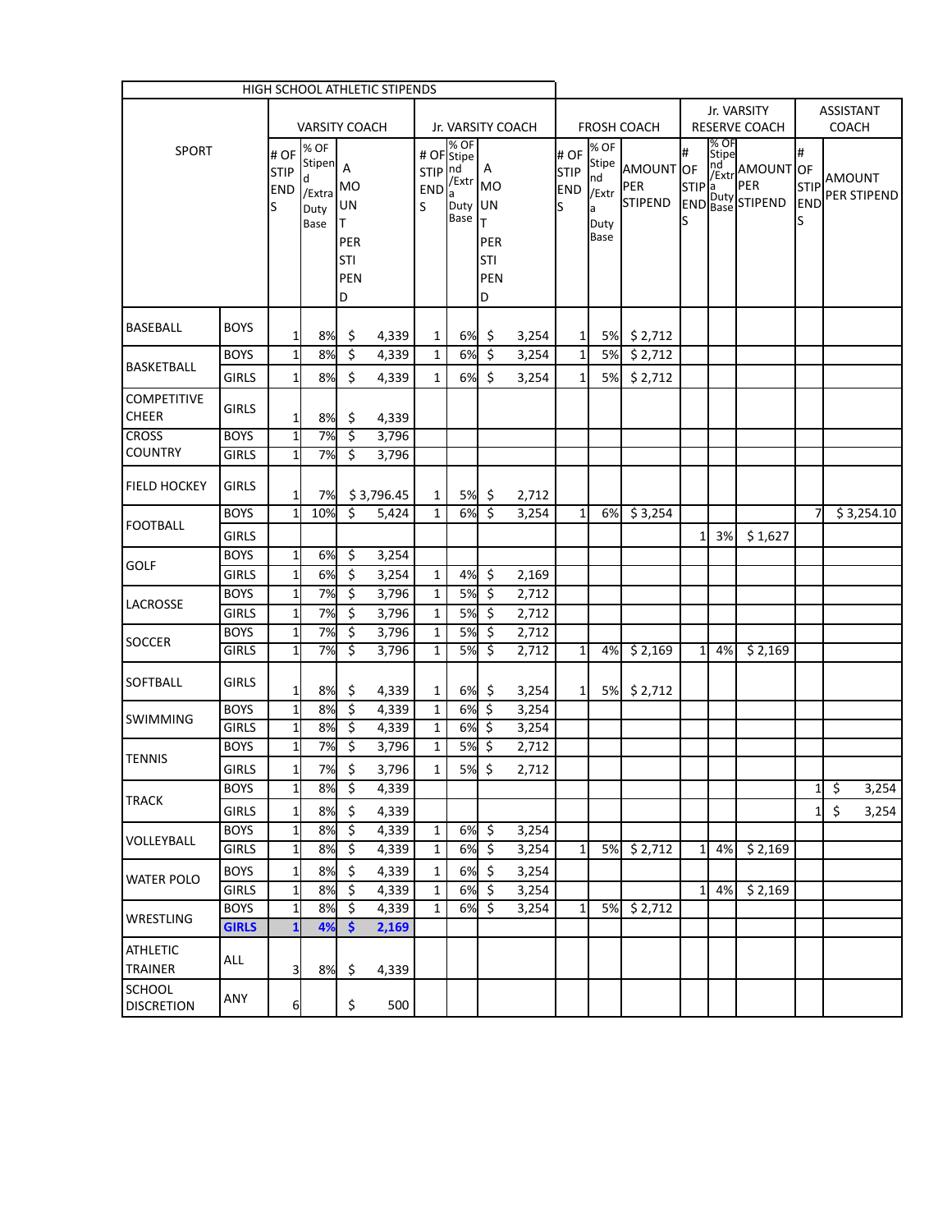| HIGH SCHOOL ATHLETIC STIPENDS | | | | | | | | | | | | | | | | |
|---|---|---|---|---|---|---|---|---|---|---|---|---|---|---|---|---|
| SPORT | | VARSITY COACH | | | Jr. VARSITY COACH | | | FROSH COACH | | | Jr. VARSITY RESERVE COACH | | | ASSISTANT COACH | |
| | | # OF STIPENDS | % OF Stipend /Extra Duty Base | AMOUNT PER STIPEND | # OF STIPENDS | % OF Stipend /Extra Duty Base | AMOUNT PER STIPEND | # OF STIPENDS | % OF Stipend /Extra Duty Base | AMOUNT PER STIPEND | # OF STIPENDS | % OF Stipend /Extra Duty Base | AMOUNT PER STIPEND | # OF STIPENDS | AMOUNT PER STIPEND |
| BASEBALL | BOYS | 1 | 8% | $ 4,339 | 1 | 6% | $ 3,254 | 1 | 5% | $ 2,712 | | | | | |
| BASKETBALL | BOYS | 1 | 8% | $ 4,339 | 1 | 6% | $ 3,254 | 1 | 5% | $ 2,712 | | | | | |
| | GIRLS | 1 | 8% | $ 4,339 | 1 | 6% | $ 3,254 | 1 | 5% | $ 2,712 | | | | | |
| COMPETITIVE CHEER | GIRLS | 1 | 8% | $ 4,339 | | | | | | | | | | | |
| CROSS COUNTRY | BOYS | 1 | 7% | $ 3,796 | | | | | | | | | | | |
| | GIRLS | 1 | 7% | $ 3,796 | | | | | | | | | | | |
| FIELD HOCKEY | GIRLS | 1 | 7% | $ 3,796.45 | 1 | 5% | $ 2,712 | | | | | | | | |
| FOOTBALL | BOYS | 1 | 10% | $ 5,424 | 1 | 6% | $ 3,254 | 1 | 6% | $ 3,254 | | | | 7 | $ 3,254.10 |
| | GIRLS | | | | | | | | | | 1 | 3% | $ 1,627 | | |
| GOLF | BOYS | 1 | 6% | $ 3,254 | | | | | | | | | | | |
| | GIRLS | 1 | 6% | $ 3,254 | 1 | 4% | $ 2,169 | | | | | | | | |
| LACROSSE | BOYS | 1 | 7% | $ 3,796 | 1 | 5% | $ 2,712 | | | | | | | | |
| | GIRLS | 1 | 7% | $ 3,796 | 1 | 5% | $ 2,712 | | | | | | | | |
| SOCCER | BOYS | 1 | 7% | $ 3,796 | 1 | 5% | $ 2,712 | | | | | | | | |
| | GIRLS | 1 | 7% | $ 3,796 | 1 | 5% | $ 2,712 | 1 | 4% | $ 2,169 | 1 | 4% | $ 2,169 | | |
| SOFTBALL | GIRLS | 1 | 8% | $ 4,339 | 1 | 6% | $ 3,254 | 1 | 5% | $ 2,712 | | | | | |
| SWIMMING | BOYS | 1 | 8% | $ 4,339 | 1 | 6% | $ 3,254 | | | | | | | | |
| | GIRLS | 1 | 8% | $ 4,339 | 1 | 6% | $ 3,254 | | | | | | | | |
| TENNIS | BOYS | 1 | 7% | $ 3,796 | 1 | 5% | $ 2,712 | | | | | | | | |
| | GIRLS | 1 | 7% | $ 3,796 | 1 | 5% | $ 2,712 | | | | | | | | |
| TRACK | BOYS | 1 | 8% | $ 4,339 | | | | | | | | | | 1 | $ 3,254 |
| | GIRLS | 1 | 8% | $ 4,339 | | | | | | | | | | 1 | $ 3,254 |
| VOLLEYBALL | BOYS | 1 | 8% | $ 4,339 | 1 | 6% | $ 3,254 | | | | | | | | |
| | GIRLS | 1 | 8% | $ 4,339 | 1 | 6% | $ 3,254 | 1 | 5% | $ 2,712 | 1 | 4% | $ 2,169 | | |
| WATER POLO | BOYS | 1 | 8% | $ 4,339 | 1 | 6% | $ 3,254 | | | | | | | | |
| | GIRLS | 1 | 8% | $ 4,339 | 1 | 6% | $ 3,254 | | | | 1 | 4% | $ 2,169 | | |
| WRESTLING | BOYS | 1 | 8% | $ 4,339 | 1 | 6% | $ 3,254 | 1 | 5% | $ 2,712 | | | | | |
| | **GIRLS** | **1** | **4%** | **$ 2,169** | | | | | | | | | | | |
| ATHLETIC TRAINER | ALL | 3 | 8% | $ 4,339 | | | | | | | | | | | |
| SCHOOL DISCRETION | ANY | 6 | | $ 500 | | | | | | | | | | | |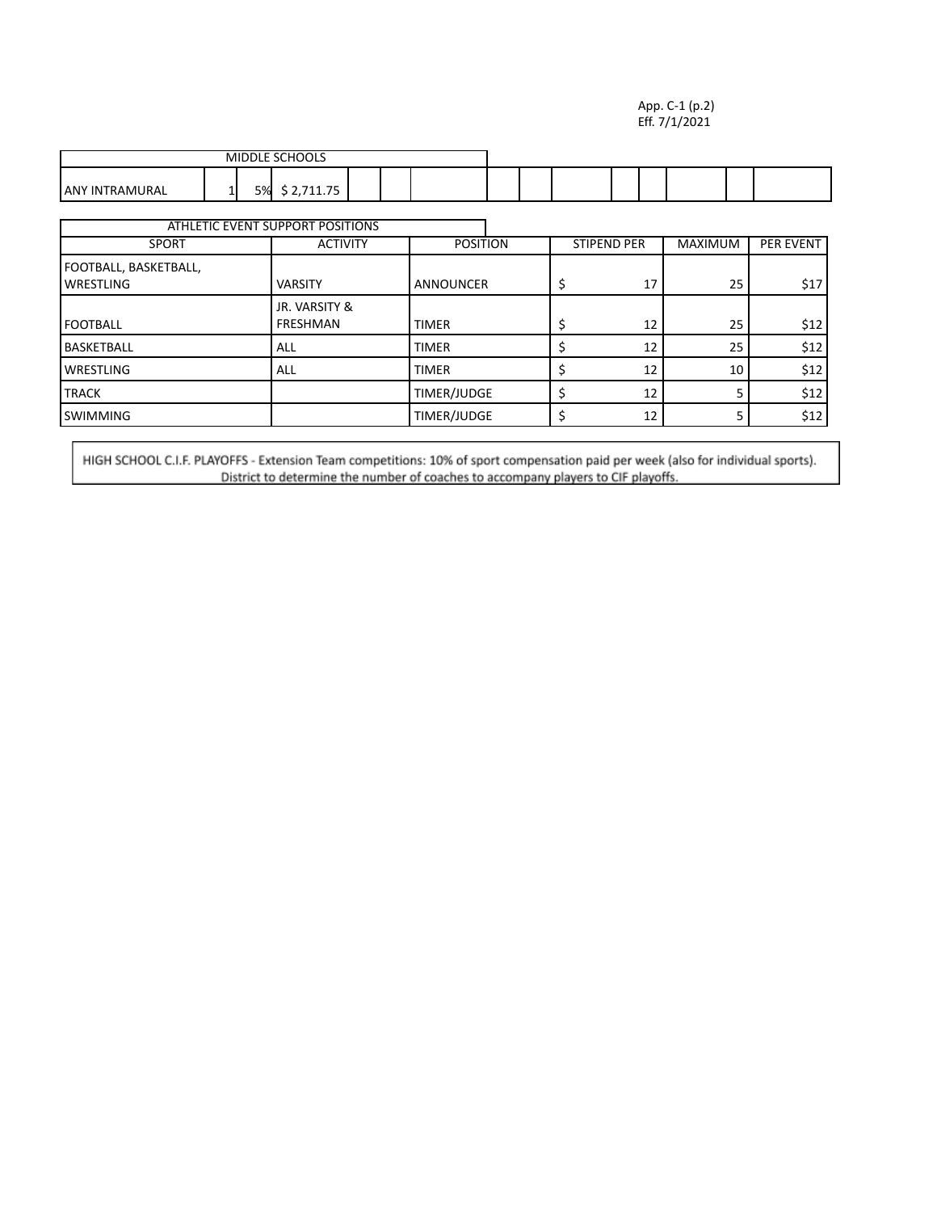App. C-1 (p.2)
Eff. 7/1/2021

| MIDDLE SCHOOLS | | | |
|---|---|---|---|
| ANY INTRAMURAL | 1 | 5% | $ 2,711.75 |

| ATHLETIC EVENT SUPPORT POSITIONS | | | | | |
|---|---|---|---|---|---|
| SPORT | ACTIVITY | POSITION | STIPEND PER | MAXIMUM | PER EVENT |
| FOOTBALL, BASKETBALL, WRESTLING | VARSITY | ANNOUNCER | $ 17 | 25 | $17 |
| FOOTBALL | JR. VARSITY & FRESHMAN | TIMER | $ 12 | 25 | $12 |
| BASKETBALL | ALL | TIMER | $ 12 | 25 | $12 |
| WRESTLING | ALL | TIMER | $ 12 | 10 | $12 |
| TRACK | | TIMER/JUDGE | $ 12 | 5 | $12 |
| SWIMMING | | TIMER/JUDGE | $ 12 | 5 | $12 |

HIGH SCHOOL C.I.F. PLAYOFFS - Extension Team competitions: 10% of sport compensation paid per week (also for individual sports). District to determine the number of coaches to accompany players to CIF playoffs.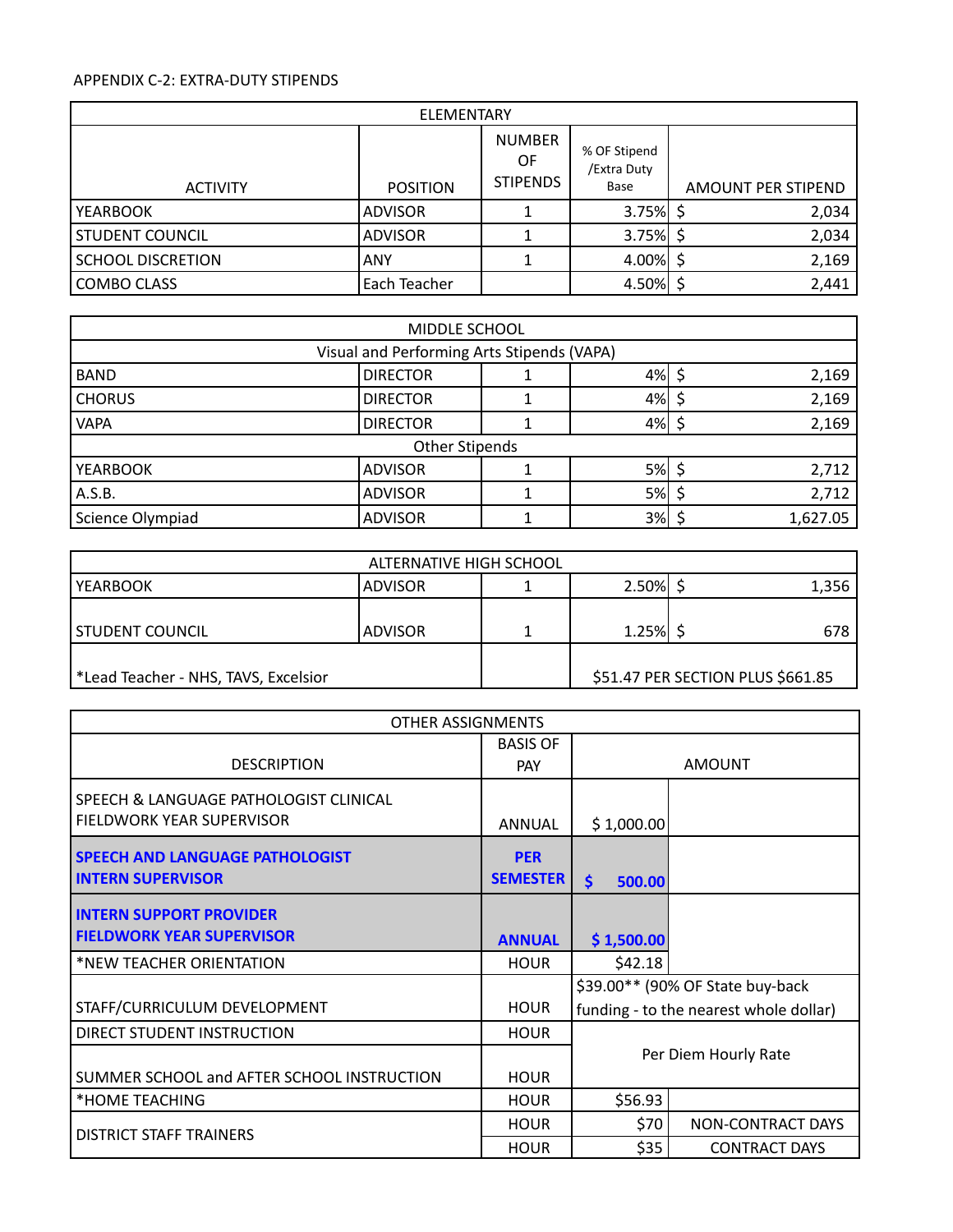APPENDIX C-2: EXTRA-DUTY STIPENDS

| ELEMENTARY | | | | |
|---|---|---|---|---|
| ACTIVITY | POSITION | NUMBER OF STIPENDS | % OF Stipend /Extra Duty Base | AMOUNT PER STIPEND |
| YEARBOOK | ADVISOR | 1 | 3.75% | $ 2,034 |
| STUDENT COUNCIL | ADVISOR | 1 | 3.75% | $ 2,034 |
| SCHOOL DISCRETION | ANY | 1 | 4.00% | $ 2,169 |
| COMBO CLASS | Each Teacher | | 4.50% | $ 2,441 |

| MIDDLE SCHOOL | | | | |
|---|---|---|---|---|
| Visual and Performing Arts Stipends (VAPA) | | | | |
| BAND | DIRECTOR | 1 | 4% | $ 2,169 |
| CHORUS | DIRECTOR | 1 | 4% | $ 2,169 |
| VAPA | DIRECTOR | 1 | 4% | $ 2,169 |
| Other Stipends | | | | |
| YEARBOOK | ADVISOR | 1 | 5% | $ 2,712 |
| A.S.B. | ADVISOR | 1 | 5% | $ 2,712 |
| Science Olympiad | ADVISOR | 1 | 3% | $ 1,627.05 |

| ALTERNATIVE HIGH SCHOOL | | | | |
|---|---|---|---|---|
| YEARBOOK | ADVISOR | 1 | 2.50% | $ 1,356 |
| STUDENT COUNCIL | ADVISOR | 1 | 1.25% | $ 678 |
| *Lead Teacher - NHS, TAVS, Excelsior | | | $51.47 PER SECTION PLUS $661.85 | |

| OTHER ASSIGNMENTS | | | |
|---|---|---|---|
| DESCRIPTION | BASIS OF PAY | AMOUNT | |
| SPEECH & LANGUAGE PATHOLOGIST CLINICAL FIELDWORK YEAR SUPERVISOR | ANNUAL | $ 1,000.00 | |
| **SPEECH AND LANGUAGE PATHOLOGIST INTERN SUPERVISOR** | **PER SEMESTER** | **$ 500.00** | |
| **INTERN SUPPORT PROVIDER FIELDWORK YEAR SUPERVISOR** | **ANNUAL** | **$ 1,500.00** | |
| *NEW TEACHER ORIENTATION | HOUR | $42.18 | |
| STAFF/CURRICULUM DEVELOPMENT | HOUR | $39.00** (90% OF State buy-back funding - to the nearest whole dollar) | |
| DIRECT STUDENT INSTRUCTION | HOUR | Per Diem Hourly Rate | |
| SUMMER SCHOOL and AFTER SCHOOL INSTRUCTION | HOUR | Per Diem Hourly Rate | |
| *HOME TEACHING | HOUR | $56.93 | |
| DISTRICT STAFF TRAINERS | HOUR | $70 | NON-CONTRACT DAYS |
| DISTRICT STAFF TRAINERS | HOUR | $35 | CONTRACT DAYS |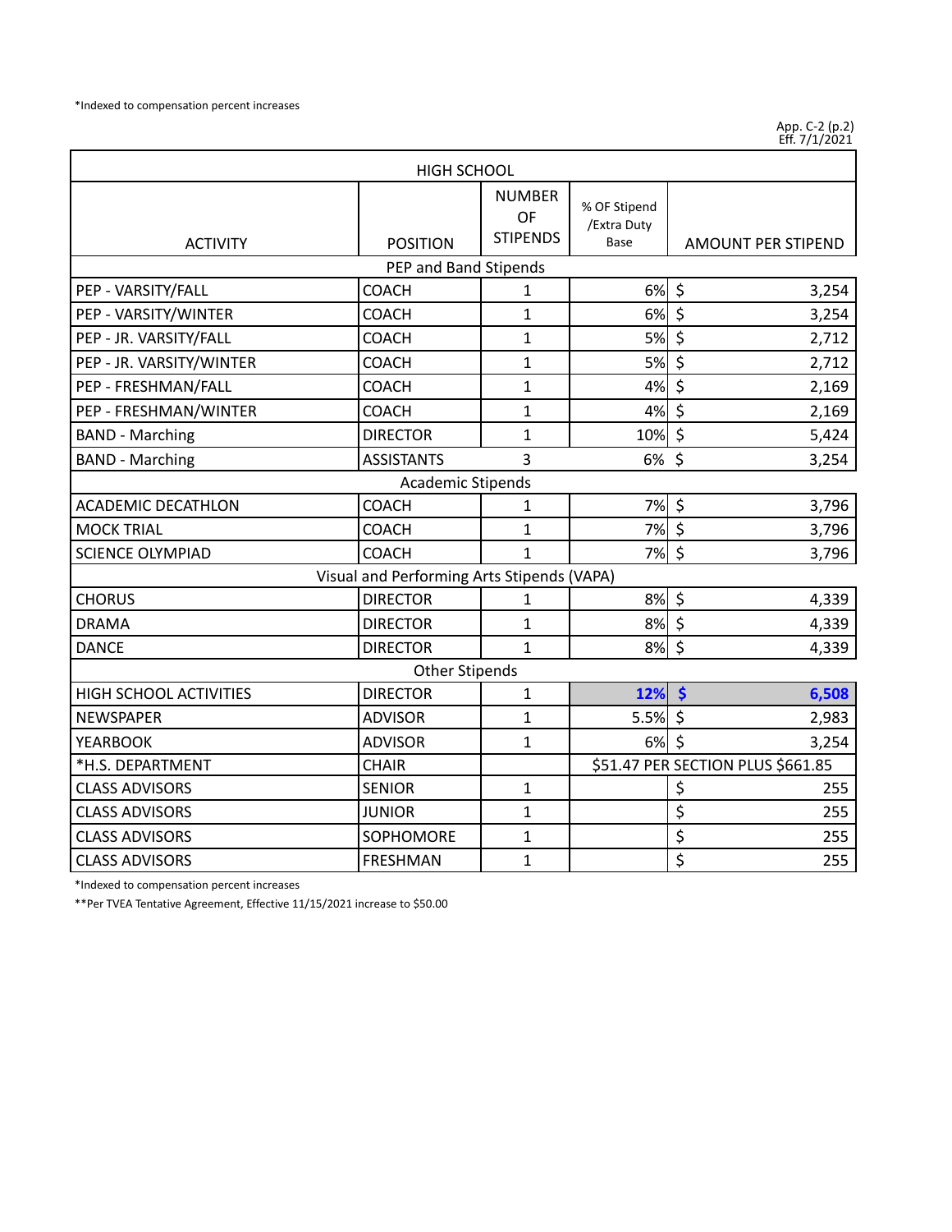*Indexed to compensation percent increases

App. C-2 (p.2)
Eff. 7/1/2021

| HIGH SCHOOL | | | | |
|---|---|---|---|---|
| ACTIVITY | POSITION | NUMBER OF STIPENDS | % OF Stipend /Extra Duty Base | AMOUNT PER STIPEND |
| PEP and Band Stipends | | | | |
| PEP - VARSITY/FALL | COACH | 1 | 6% | $ 3,254 |
| PEP - VARSITY/WINTER | COACH | 1 | 6% | $ 3,254 |
| PEP - JR. VARSITY/FALL | COACH | 1 | 5% | $ 2,712 |
| PEP - JR. VARSITY/WINTER | COACH | 1 | 5% | $ 2,712 |
| PEP - FRESHMAN/FALL | COACH | 1 | 4% | $ 2,169 |
| PEP - FRESHMAN/WINTER | COACH | 1 | 4% | $ 2,169 |
| BAND - Marching | DIRECTOR | 1 | 10% | $ 5,424 |
| BAND - Marching | ASSISTANTS | 3 | 6% | $ 3,254 |
| Academic Stipends | | | | |
| ACADEMIC DECATHLON | COACH | 1 | 7% | $ 3,796 |
| MOCK TRIAL | COACH | 1 | 7% | $ 3,796 |
| SCIENCE OLYMPIAD | COACH | 1 | 7% | $ 3,796 |
| Visual and Performing Arts Stipends (VAPA) | | | | |
| CHORUS | DIRECTOR | 1 | 8% | $ 4,339 |
| DRAMA | DIRECTOR | 1 | 8% | $ 4,339 |
| DANCE | DIRECTOR | 1 | 8% | $ 4,339 |
| Other Stipends | | | | |
| HIGH SCHOOL ACTIVITIES | DIRECTOR | 1 | **12%** | **$ 6,508** |
| NEWSPAPER | ADVISOR | 1 | 5.5% | $ 2,983 |
| YEARBOOK | ADVISOR | 1 | 6% | $ 3,254 |
| *H.S. DEPARTMENT | CHAIR | | $51.47 PER SECTION PLUS $661.85 | |
| CLASS ADVISORS | SENIOR | 1 | | $ 255 |
| CLASS ADVISORS | JUNIOR | 1 | | $ 255 |
| CLASS ADVISORS | SOPHOMORE | 1 | | $ 255 |
| CLASS ADVISORS | FRESHMAN | 1 | | $ 255 |

*Indexed to compensation percent increases

**Per TVEA Tentative Agreement, Effective 11/15/2021 increase to $50.00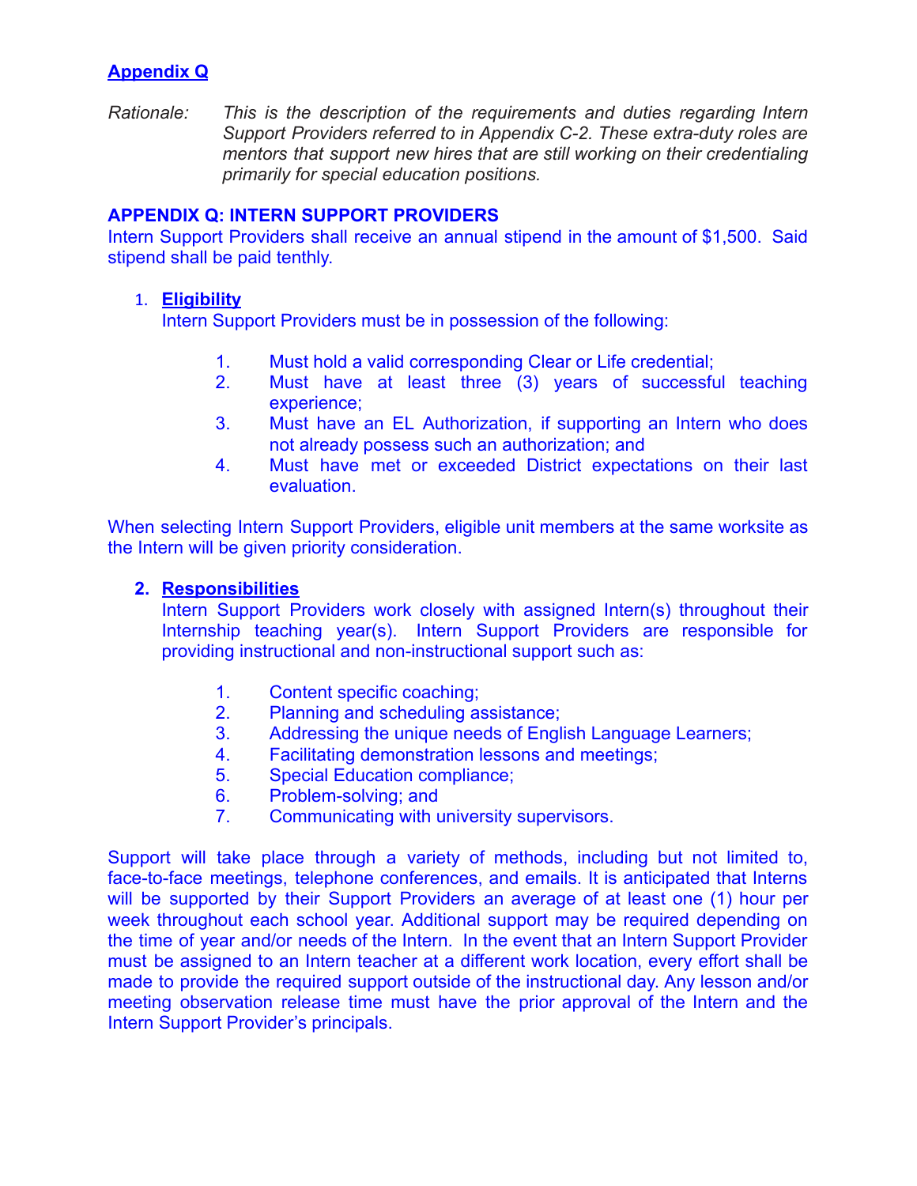**Appendix Q**

*Rationale: This is the description of the requirements and duties regarding Intern Support Providers referred to in Appendix C-2. These extra-duty roles are mentors that support new hires that are still working on their credentialing primarily for special education positions.*

## APPENDIX Q: INTERN SUPPORT PROVIDERS

Intern Support Providers shall receive an annual stipend in the amount of $1,500. Said stipend shall be paid tenthly.

1. **Eligibility**

   Intern Support Providers must be in possession of the following:

   1. Must hold a valid corresponding Clear or Life credential;
   2. Must have at least three (3) years of successful teaching experience;
   3. Must have an EL Authorization, if supporting an Intern who does not already possess such an authorization; and
   4. Must have met or exceeded District expectations on their last evaluation.

When selecting Intern Support Providers, eligible unit members at the same worksite as the Intern will be given priority consideration.

2. **Responsibilities**

   Intern Support Providers work closely with assigned Intern(s) throughout their Internship teaching year(s). Intern Support Providers are responsible for providing instructional and non-instructional support such as:

   1. Content specific coaching;
   2. Planning and scheduling assistance;
   3. Addressing the unique needs of English Language Learners;
   4. Facilitating demonstration lessons and meetings;
   5. Special Education compliance;
   6. Problem-solving; and
   7. Communicating with university supervisors.

Support will take place through a variety of methods, including but not limited to, face-to-face meetings, telephone conferences, and emails. It is anticipated that Interns will be supported by their Support Providers an average of at least one (1) hour per week throughout each school year. Additional support may be required depending on the time of year and/or needs of the Intern. In the event that an Intern Support Provider must be assigned to an Intern teacher at a different work location, every effort shall be made to provide the required support outside of the instructional day. Any lesson and/or meeting observation release time must have the prior approval of the Intern and the Intern Support Provider's principals.